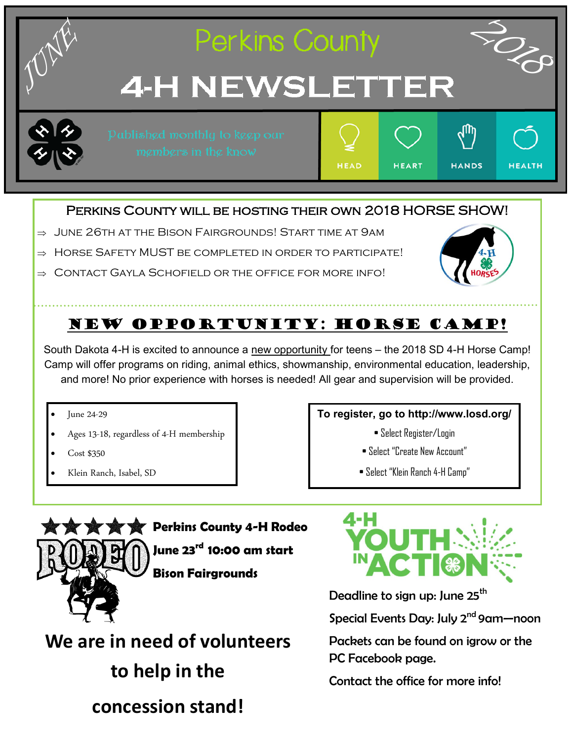# Perkins County 4-H Newsletter

JUNE 2018

Published monthly to keep our members in the know

HEAD HEART HANDS HEALTH

## Perkins County will be hosting their own 2018 Horse Show!

- June 26th at the Bison Fairgrounds! Start time at 9am
- Horse Safety MUST be completed in order to participate!
- Contact Gayla Schofield or the office for more info!

## New Opportunity: Horse Camp!

South Dakota 4-H is excited to announce a new opportunity for teens – the 2018 SD 4-H Horse Camp! Camp will offer programs on riding, animal ethics, showmanship, environmental education, leadership, and more! No prior experience with horses is needed! All gear and supervision will be provided.

- June 24-29
- Ages 13-18, regardless of 4-H membership
- Cost $350
- Klein Ranch, Isabel, SD

**To register, go to http://www.losd.org/**

- Select Register/Login
- Select "Create New Account"
- Select "Klein Ranch 4-H Camp"

## Perkins County 4-H Rodeo

**June 23rd 10:00 am start**

**Bison Fairgrounds**

**We are in need of volunteers to help in the concession stand!**

## 4-H Youth in Action

Deadline to sign up: June 25th

Special Events Day: July 2nd 9am—noon

Packets can be found on igrow or the PC Facebook page.

Contact the office for more info!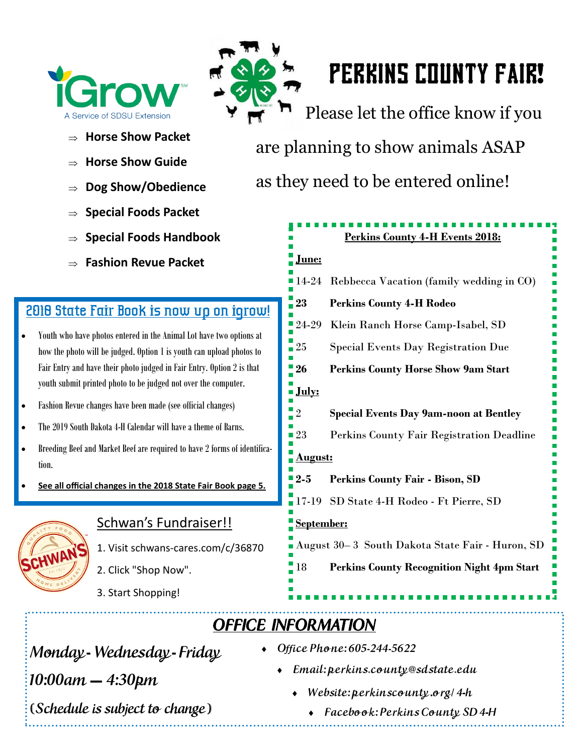iGrow

A Service of SDSU Extension

- ⇒ **Horse Show Packet**
- ⇒ **Horse Show Guide**
- ⇒ **Dog Show/Obedience**
- ⇒ **Special Foods Packet**
- ⇒ **Special Foods Handbook**
- ⇒ **Fashion Revue Packet**

# PERKINS COUNTY FAIR!

Please let the office know if you are planning to show animals ASAP as they need to be entered online!

## 2018 State Fair Book is now up on igrow!

- Youth who have photos entered in the Animal Lot have two options at how the photo will be judged. Option 1 is youth can upload photos to Fair Entry and have their photo judged in Fair Entry. Option 2 is that youth submit printed photo to be judged not over the computer.
- Fashion Revue changes have been made (see official changes)
- The 2019 South Dakota 4-H Calendar will have a theme of Barns.
- Breeding Beef and Market Beef are required to have 2 forms of identification.
- **See all official changes in the 2018 State Fair Book page 5.**

## Perkins County 4-H Events 2018:

**June:**

| | |
|---|---|
| 14-24 | Rebbecca Vacation (family wedding in CO) |
| **23** | **Perkins County 4-H Rodeo** |
| 24-29 | Klein Ranch Horse Camp-Isabel, SD |
| 25 | Special Events Day Registration Due |
| **26** | **Perkins County Horse Show 9am Start** |

**July:**

| | |
|---|---|
| 2 | **Special Events Day 9am-noon at Bentley** |
| 23 | Perkins County Fair Registration Deadline |

**August:**

| | |
|---|---|
| **2-5** | **Perkins County Fair - Bison, SD** |
| 17-19 | SD State 4-H Rodeo - Ft Pierre, SD |

**September:**

| | |
|---|---|
| August 30– 3 | South Dakota State Fair - Huron, SD |
| 18 | **Perkins County Recognition Night 4pm Start** |

## Schwan's Fundraiser!!

1. Visit schwans-cares.com/c/36870
2. Click "Shop Now".
3. Start Shopping!

## OFFICE INFORMATION

*Monday - Wednesday - Friday*

*10:00am — 4:30pm*

*(Schedule is subject to change)*

- *Office Phone: 605-244-5622*
- *Email: perkins.county@sdstate.edu*
- *Website: perkinscounty.org/4-h*
- *Facebook: Perkins County SD 4-H*